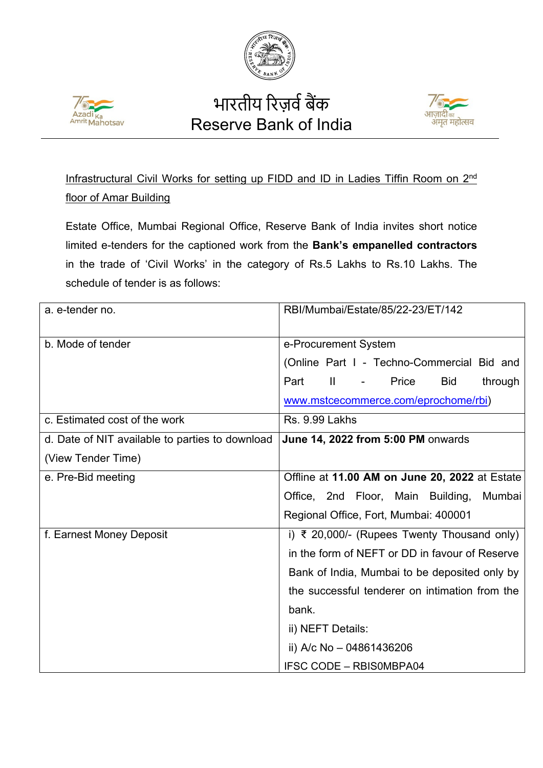# भारतीय रिज़र्व बैंक
# Reserve Bank of India

Infrastructural Civil Works for setting up FIDD and ID in Ladies Tiffin Room on 2nd floor of Amar Building

Estate Office, Mumbai Regional Office, Reserve Bank of India invites short notice limited e-tenders for the captioned work from the **Bank's empanelled contractors** in the trade of 'Civil Works' in the category of Rs.5 Lakhs to Rs.10 Lakhs. The schedule of tender is as follows:

| | |
|---|---|
| a. e-tender no. | RBI/Mumbai/Estate/85/22-23/ET/142 |
| b. Mode of tender | e-Procurement System (Online Part I - Techno-Commercial Bid and Part II - Price Bid through www.mstcecommerce.com/eprochome/rbi) |
| c. Estimated cost of the work | Rs. 9.99 Lakhs |
| d. Date of NIT available to parties to download (View Tender Time) | **June 14, 2022 from 5:00 PM** onwards |
| e. Pre-Bid meeting | Offline at **11.00 AM on June 20, 2022** at Estate Office, 2nd Floor, Main Building, Mumbai Regional Office, Fort, Mumbai: 400001 |
| f. Earnest Money Deposit | i) ₹ 20,000/- (Rupees Twenty Thousand only) in the form of NEFT or DD in favour of Reserve Bank of India, Mumbai to be deposited only by the successful tenderer on intimation from the bank.<br>ii) NEFT Details:<br>ii) A/c No – 04861436206<br>IFSC CODE – RBIS0MBPA04 |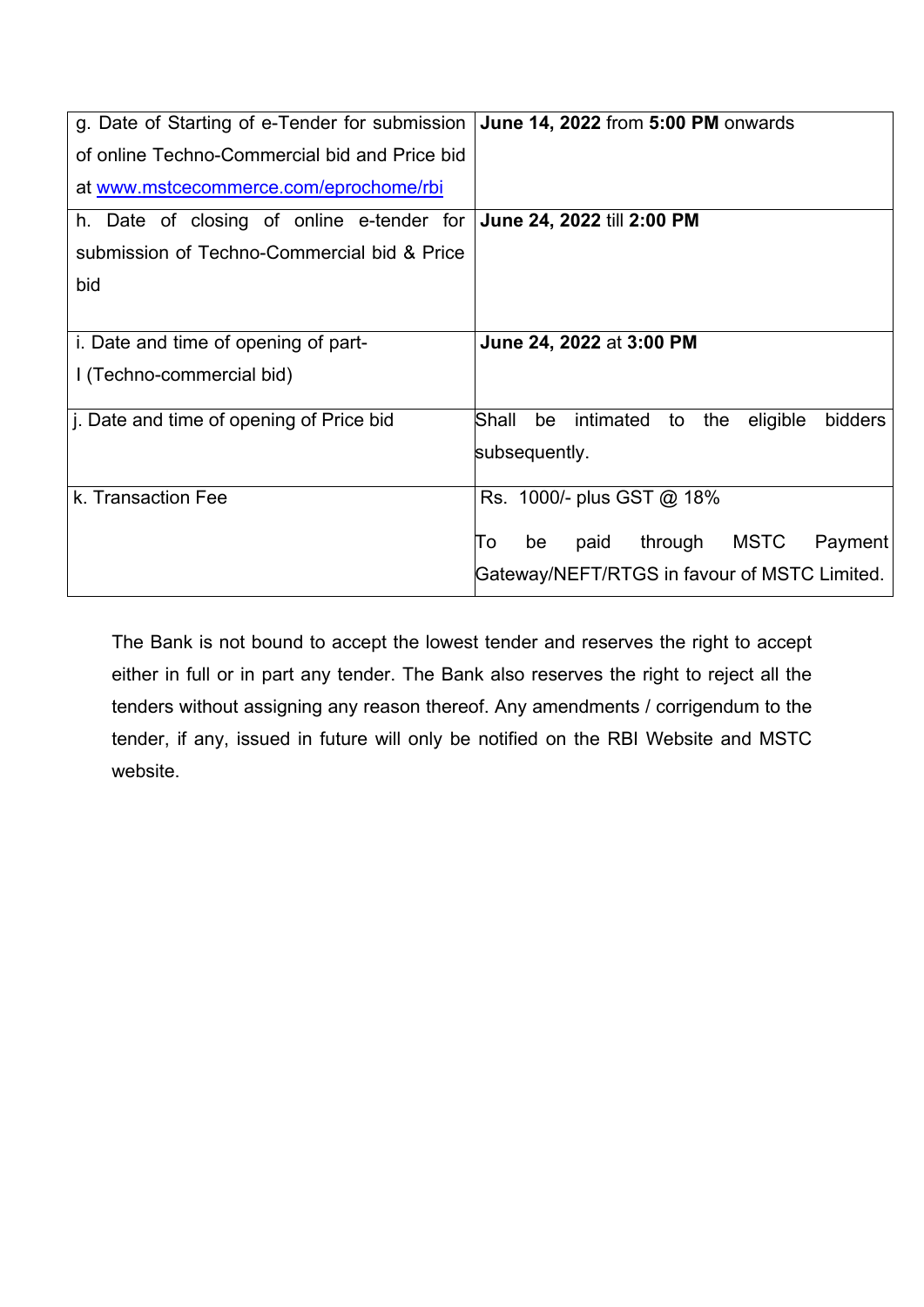| | |
|---|---|
| g. Date of Starting of e-Tender for submission of online Techno-Commercial bid and Price bid at [www.mstcecommerce.com/eprochome/rbi](www.mstcecommerce.com/eprochome/rbi) | **June 14, 2022** from **5:00 PM** onwards |
| h. Date of closing of online e-tender for submission of Techno-Commercial bid & Price bid | **June 24, 2022** till **2:00 PM** |
| i. Date and time of opening of part-I (Techno-commercial bid) | **June 24, 2022** at **3:00 PM** |
| j. Date and time of opening of Price bid | Shall be intimated to the eligible bidders subsequently. |
| k. Transaction Fee | Rs. 1000/- plus GST @ 18%<br><br>To be paid through MSTC Payment Gateway/NEFT/RTGS in favour of MSTC Limited. |

The Bank is not bound to accept the lowest tender and reserves the right to accept either in full or in part any tender. The Bank also reserves the right to reject all the tenders without assigning any reason thereof. Any amendments / corrigendum to the tender, if any, issued in future will only be notified on the RBI Website and MSTC website.